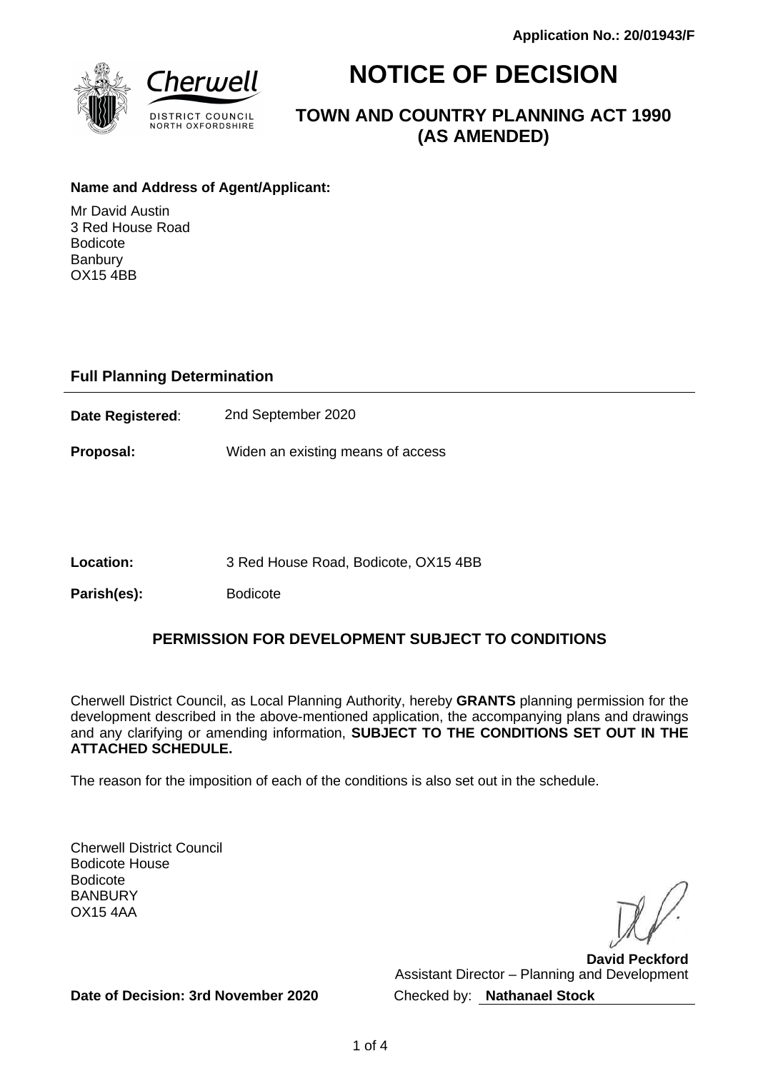**Application No.: 20/01943/F**

Cherwell
DISTRICT COUNCIL
NORTH OXFORDSHIRE

# NOTICE OF DECISION

## TOWN AND COUNTRY PLANNING ACT 1990 (AS AMENDED)

**Name and Address of Agent/Applicant:**

Mr David Austin
3 Red House Road
Bodicote
Banbury
OX15 4BB

### Full Planning Determination

**Date Registered**: 2nd September 2020

**Proposal:** Widen an existing means of access

**Location:** 3 Red House Road, Bodicote, OX15 4BB

**Parish(es):** Bodicote

### PERMISSION FOR DEVELOPMENT SUBJECT TO CONDITIONS

Cherwell District Council, as Local Planning Authority, hereby **GRANTS** planning permission for the development described in the above-mentioned application, the accompanying plans and drawings and any clarifying or amending information, **SUBJECT TO THE CONDITIONS SET OUT IN THE ATTACHED SCHEDULE.**

The reason for the imposition of each of the conditions is also set out in the schedule.

Cherwell District Council
Bodicote House
Bodicote
BANBURY
OX15 4AA

**David Peckford**
Assistant Director – Planning and Development

**Date of Decision: 3rd November 2020**

Checked by: **Nathanael Stock**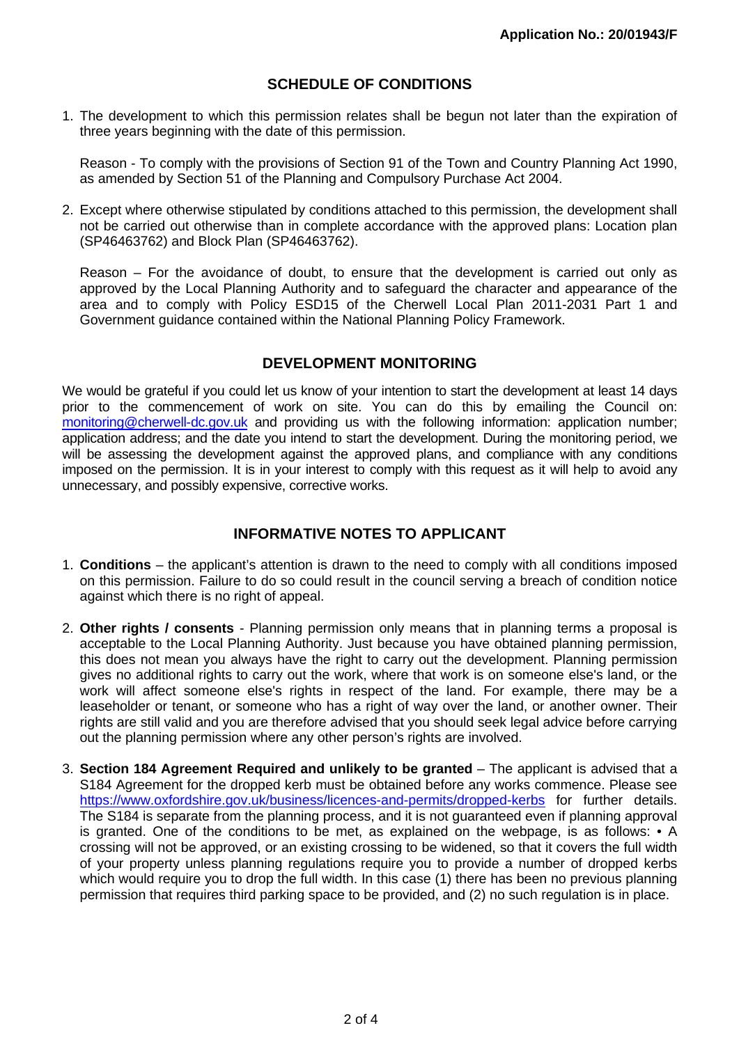**Application No.: 20/01943/F**

## SCHEDULE OF CONDITIONS

1. The development to which this permission relates shall be begun not later than the expiration of three years beginning with the date of this permission.

   Reason - To comply with the provisions of Section 91 of the Town and Country Planning Act 1990, as amended by Section 51 of the Planning and Compulsory Purchase Act 2004.

2. Except where otherwise stipulated by conditions attached to this permission, the development shall not be carried out otherwise than in complete accordance with the approved plans: Location plan (SP46463762) and Block Plan (SP46463762).

   Reason – For the avoidance of doubt, to ensure that the development is carried out only as approved by the Local Planning Authority and to safeguard the character and appearance of the area and to comply with Policy ESD15 of the Cherwell Local Plan 2011-2031 Part 1 and Government guidance contained within the National Planning Policy Framework.

## DEVELOPMENT MONITORING

We would be grateful if you could let us know of your intention to start the development at least 14 days prior to the commencement of work on site. You can do this by emailing the Council on: monitoring@cherwell-dc.gov.uk and providing us with the following information: application number; application address; and the date you intend to start the development. During the monitoring period, we will be assessing the development against the approved plans, and compliance with any conditions imposed on the permission. It is in your interest to comply with this request as it will help to avoid any unnecessary, and possibly expensive, corrective works.

## INFORMATIVE NOTES TO APPLICANT

1. **Conditions** – the applicant's attention is drawn to the need to comply with all conditions imposed on this permission. Failure to do so could result in the council serving a breach of condition notice against which there is no right of appeal.

2. **Other rights / consents** - Planning permission only means that in planning terms a proposal is acceptable to the Local Planning Authority. Just because you have obtained planning permission, this does not mean you always have the right to carry out the development. Planning permission gives no additional rights to carry out the work, where that work is on someone else's land, or the work will affect someone else's rights in respect of the land. For example, there may be a leaseholder or tenant, or someone who has a right of way over the land, or another owner. Their rights are still valid and you are therefore advised that you should seek legal advice before carrying out the planning permission where any other person's rights are involved.

3. **Section 184 Agreement Required and unlikely to be granted** – The applicant is advised that a S184 Agreement for the dropped kerb must be obtained before any works commence. Please see https://www.oxfordshire.gov.uk/business/licences-and-permits/dropped-kerbs for further details. The S184 is separate from the planning process, and it is not guaranteed even if planning approval is granted. One of the conditions to be met, as explained on the webpage, is as follows: • A crossing will not be approved, or an existing crossing to be widened, so that it covers the full width of your property unless planning regulations require you to provide a number of dropped kerbs which would require you to drop the full width. In this case (1) there has been no previous planning permission that requires third parking space to be provided, and (2) no such regulation is in place.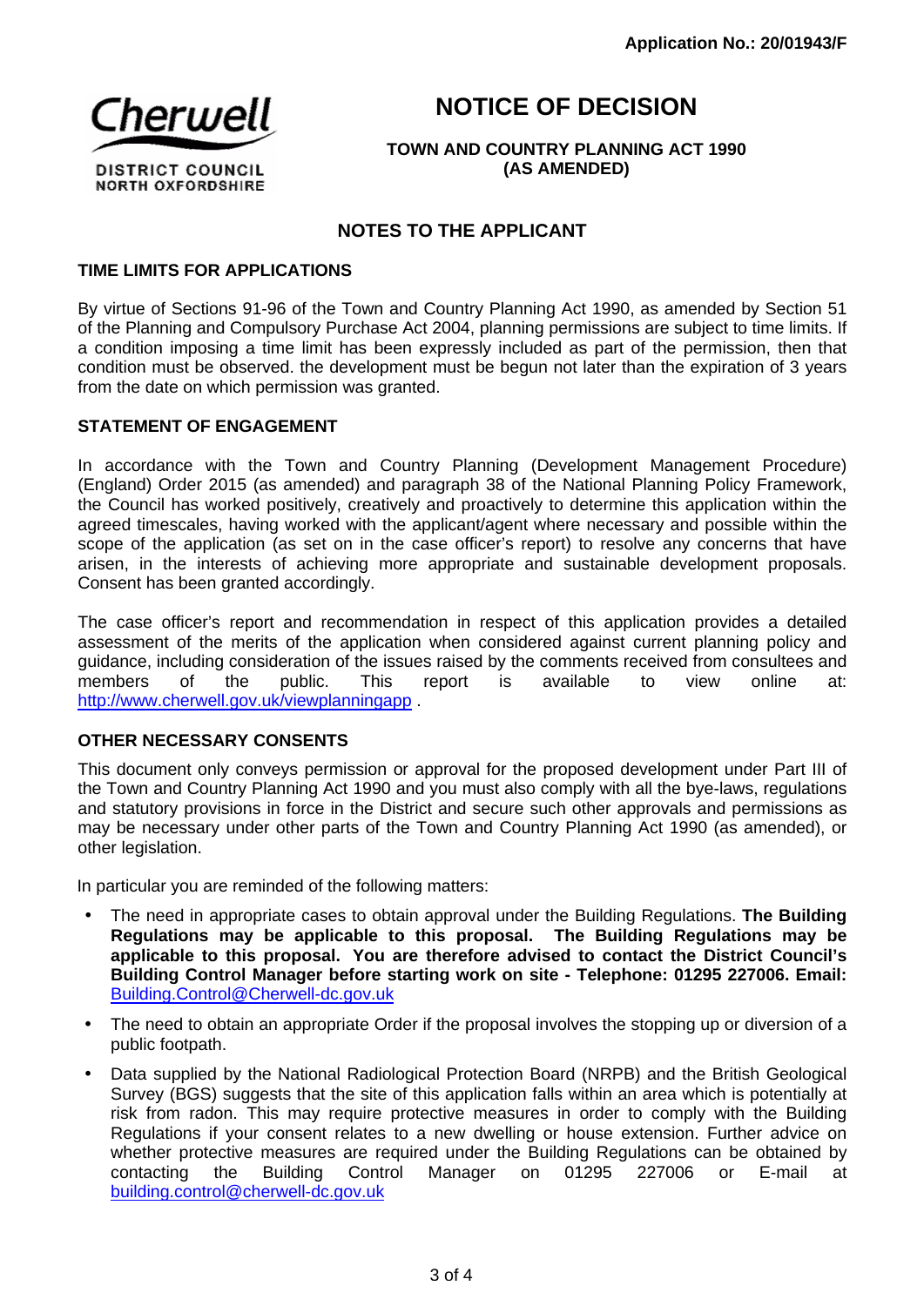Application No.: 20/01943/F

**Cherwell**
DISTRICT COUNCIL
NORTH OXFORDSHIRE

# NOTICE OF DECISION

**TOWN AND COUNTRY PLANNING ACT 1990**
**(AS AMENDED)**

## NOTES TO THE APPLICANT

### TIME LIMITS FOR APPLICATIONS

By virtue of Sections 91-96 of the Town and Country Planning Act 1990, as amended by Section 51 of the Planning and Compulsory Purchase Act 2004, planning permissions are subject to time limits. If a condition imposing a time limit has been expressly included as part of the permission, then that condition must be observed. the development must be begun not later than the expiration of 3 years from the date on which permission was granted.

### STATEMENT OF ENGAGEMENT

In accordance with the Town and Country Planning (Development Management Procedure) (England) Order 2015 (as amended) and paragraph 38 of the National Planning Policy Framework, the Council has worked positively, creatively and proactively to determine this application within the agreed timescales, having worked with the applicant/agent where necessary and possible within the scope of the application (as set on in the case officer's report) to resolve any concerns that have arisen, in the interests of achieving more appropriate and sustainable development proposals. Consent has been granted accordingly.

The case officer's report and recommendation in respect of this application provides a detailed assessment of the merits of the application when considered against current planning policy and guidance, including consideration of the issues raised by the comments received from consultees and members of the public. This report is available to view online at: http://www.cherwell.gov.uk/viewplanningapp .

### OTHER NECESSARY CONSENTS

This document only conveys permission or approval for the proposed development under Part III of the Town and Country Planning Act 1990 and you must also comply with all the bye-laws, regulations and statutory provisions in force in the District and secure such other approvals and permissions as may be necessary under other parts of the Town and Country Planning Act 1990 (as amended), or other legislation.

In particular you are reminded of the following matters:

- The need in appropriate cases to obtain approval under the Building Regulations. **The Building Regulations may be applicable to this proposal. The Building Regulations may be applicable to this proposal. You are therefore advised to contact the District Council's Building Control Manager before starting work on site - Telephone: 01295 227006. Email:** Building.Control@Cherwell-dc.gov.uk
- The need to obtain an appropriate Order if the proposal involves the stopping up or diversion of a public footpath.
- Data supplied by the National Radiological Protection Board (NRPB) and the British Geological Survey (BGS) suggests that the site of this application falls within an area which is potentially at risk from radon. This may require protective measures in order to comply with the Building Regulations if your consent relates to a new dwelling or house extension. Further advice on whether protective measures are required under the Building Regulations can be obtained by contacting the Building Control Manager on 01295 227006 or E-mail at building.control@cherwell-dc.gov.uk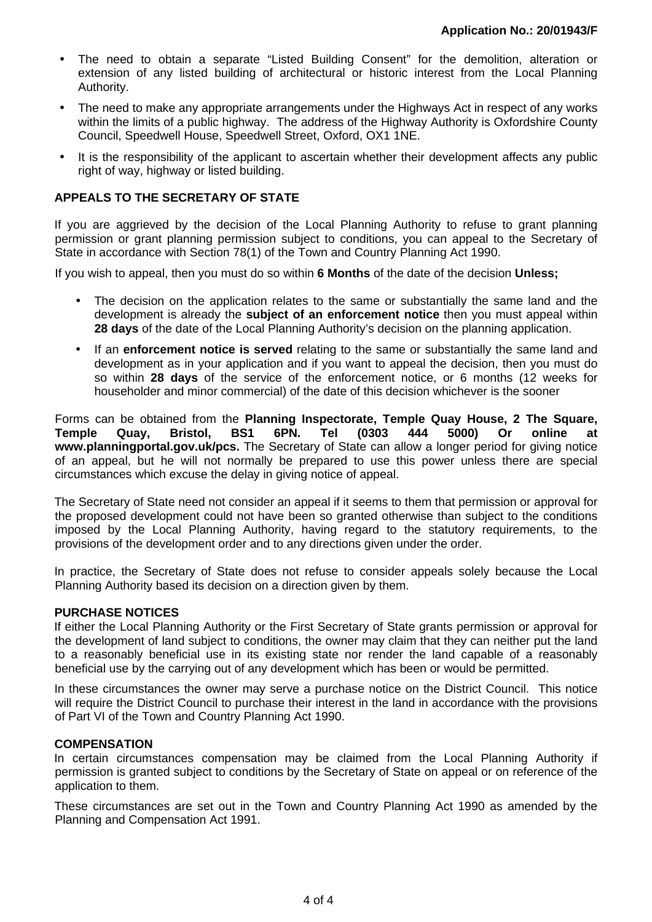- The need to obtain a separate "Listed Building Consent" for the demolition, alteration or extension of any listed building of architectural or historic interest from the Local Planning Authority.
- The need to make any appropriate arrangements under the Highways Act in respect of any works within the limits of a public highway. The address of the Highway Authority is Oxfordshire County Council, Speedwell House, Speedwell Street, Oxford, OX1 1NE.
- It is the responsibility of the applicant to ascertain whether their development affects any public right of way, highway or listed building.

## APPEALS TO THE SECRETARY OF STATE

If you are aggrieved by the decision of the Local Planning Authority to refuse to grant planning permission or grant planning permission subject to conditions, you can appeal to the Secretary of State in accordance with Section 78(1) of the Town and Country Planning Act 1990.

If you wish to appeal, then you must do so within **6 Months** of the date of the decision **Unless;**

- The decision on the application relates to the same or substantially the same land and the development is already the **subject of an enforcement notice** then you must appeal within **28 days** of the date of the Local Planning Authority's decision on the planning application.
- If an **enforcement notice is served** relating to the same or substantially the same land and development as in your application and if you want to appeal the decision, then you must do so within **28 days** of the service of the enforcement notice, or 6 months (12 weeks for householder and minor commercial) of the date of this decision whichever is the sooner

Forms can be obtained from the **Planning Inspectorate, Temple Quay House, 2 The Square, Temple Quay, Bristol, BS1 6PN. Tel (0303 444 5000) Or online at www.planningportal.gov.uk/pcs.** The Secretary of State can allow a longer period for giving notice of an appeal, but he will not normally be prepared to use this power unless there are special circumstances which excuse the delay in giving notice of appeal.

The Secretary of State need not consider an appeal if it seems to them that permission or approval for the proposed development could not have been so granted otherwise than subject to the conditions imposed by the Local Planning Authority, having regard to the statutory requirements, to the provisions of the development order and to any directions given under the order.

In practice, the Secretary of State does not refuse to consider appeals solely because the Local Planning Authority based its decision on a direction given by them.

## PURCHASE NOTICES

If either the Local Planning Authority or the First Secretary of State grants permission or approval for the development of land subject to conditions, the owner may claim that they can neither put the land to a reasonably beneficial use in its existing state nor render the land capable of a reasonably beneficial use by the carrying out of any development which has been or would be permitted.

In these circumstances the owner may serve a purchase notice on the District Council. This notice will require the District Council to purchase their interest in the land in accordance with the provisions of Part VI of the Town and Country Planning Act 1990.

## COMPENSATION

In certain circumstances compensation may be claimed from the Local Planning Authority if permission is granted subject to conditions by the Secretary of State on appeal or on reference of the application to them.

These circumstances are set out in the Town and Country Planning Act 1990 as amended by the Planning and Compensation Act 1991.